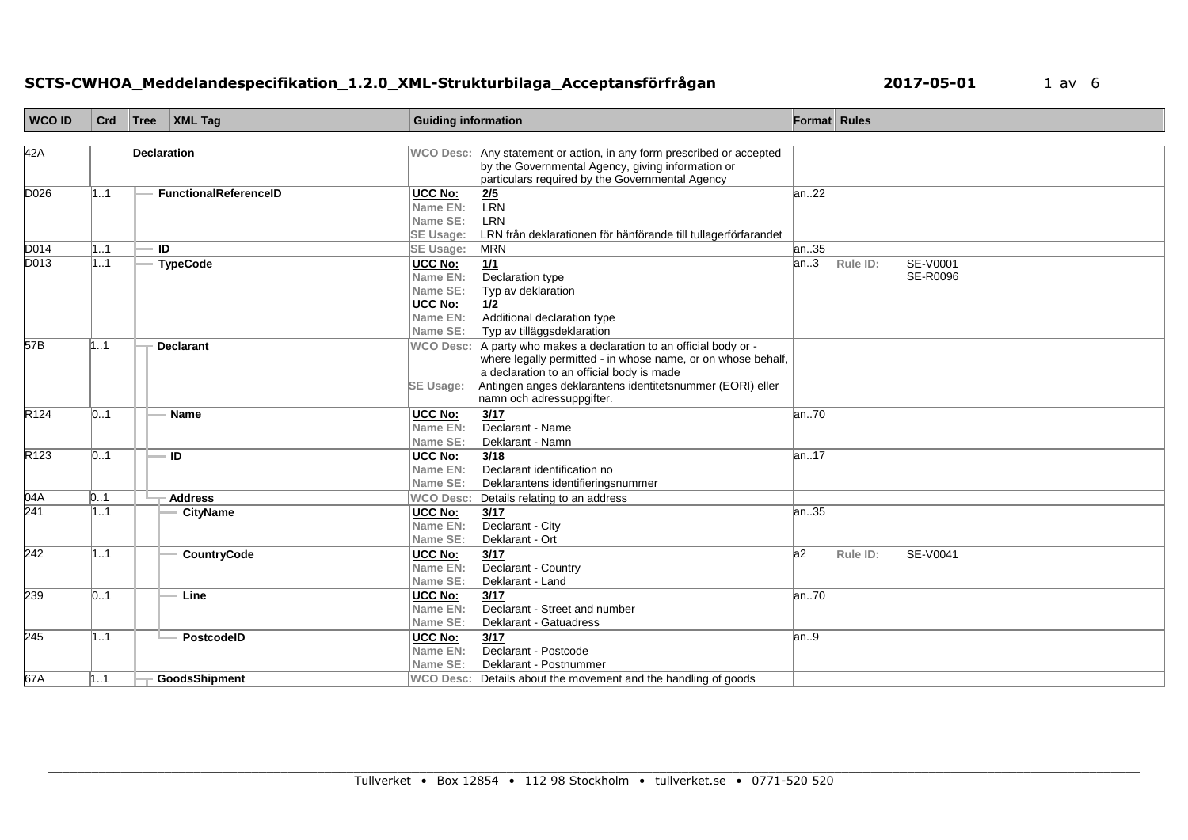# SCTS-CWHOA_Meddelandespecifikation_1.2.0_XML-Strukturbilaga_Acceptansförfrågan

2017-05-01

| WCO ID | Crd | Tree / XML Tag | Guiding information | Format | Rules |
|---|---|---|---|---|---|
| 42A | | Declaration | WCO Desc: Any statement or action, in any form prescribed or accepted by the Governmental Agency, giving information or particulars required by the Governmental Agency | | |
| D026 | 1..1 | FunctionalReferenceID | UCC No: 2/5<br>Name EN: LRN<br>Name SE: LRN<br>SE Usage: LRN från deklarationen för hänförande till tullagerförfarandet | an..22 | |
| D014 | 1..1 | ID | SE Usage: MRN | an..35 | |
| D013 | 1..1 | TypeCode | UCC No: 1/1<br>Name EN: Declaration type<br>Name SE: Typ av deklaration<br>UCC No: 1/2<br>Name EN: Additional declaration type<br>Name SE: Typ av tilläggsdeklaration | an..3 | Rule ID: SE-V0001<br>SE-R0096 |
| 57B | 1..1 | Declarant | WCO Desc: A party who makes a declaration to an official body or - where legally permitted - in whose name, or on whose behalf, a declaration to an official body is made<br>SE Usage: Antingen anges deklarantens identitetsnummer (EORI) eller namn och adressuppgifter. | | |
| R124 | 0..1 | Name | UCC No: 3/17<br>Name EN: Declarant - Name<br>Name SE: Deklarant - Namn | an..70 | |
| R123 | 0..1 | ID | UCC No: 3/18<br>Name EN: Declarant identification no<br>Name SE: Deklarantens identifieringsnummer | an..17 | |
| 04A | 0..1 | Address | WCO Desc: Details relating to an address | | |
| 241 | 1..1 | CityName | UCC No: 3/17<br>Name EN: Declarant - City<br>Name SE: Deklarant - Ort | an..35 | |
| 242 | 1..1 | CountryCode | UCC No: 3/17<br>Name EN: Declarant - Country<br>Name SE: Deklarant - Land | a2 | Rule ID: SE-V0041 |
| 239 | 0..1 | Line | UCC No: 3/17<br>Name EN: Declarant - Street and number<br>Name SE: Deklarant - Gatuadress | an..70 | |
| 245 | 1..1 | PostcodeID | UCC No: 3/17<br>Name EN: Declarant - Postcode<br>Name SE: Deklarant - Postnummer | an..9 | |
| 67A | 1..1 | GoodsShipment | WCO Desc: Details about the movement and the handling of goods | | |

Tullverket • Box 12854 • 112 98 Stockholm • tullverket.se • 0771-520 520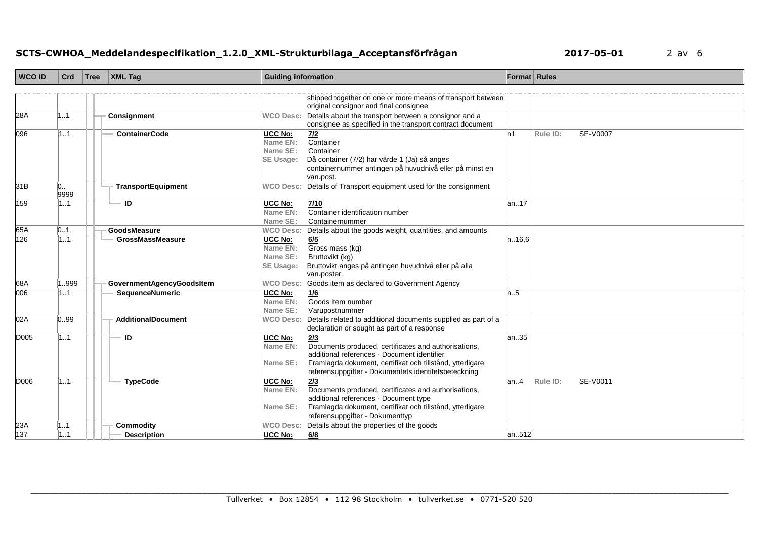| WCO ID | Crd | Tree | XML Tag | Guiding information | Format | Rules |
|---|---|---|---|---|---|---|
| | | | | shipped together on one or more means of transport between original consignor and final consignee | | |
| 28A | 1..1 | | Consignment | **WCO Desc:** Details about the transport between a consignor and a consignee as specified in the transport contract document | | |
| 096 | 1..1 | | ContainerCode | **UCC No:** 7/2<br>**Name EN:** Container<br>**Name SE:** Container<br>**SE Usage:** Då container (7/2) har värde 1 (Ja) så anges containernummer antingen på huvudnivå eller på minst en varupost. | n1 | **Rule ID:** SE-V0007 |
| 31B | 0..9999 | | TransportEquipment | **WCO Desc:** Details of Transport equipment used for the consignment | | |
| 159 | 1..1 | | ID | **UCC No:** 7/10<br>**Name EN:** Container identification number<br>**Name SE:** Containernummer | an..17 | |
| 65A | 0..1 | | GoodsMeasure | **WCO Desc:** Details about the goods weight, quantities, and amounts | | |
| 126 | 1..1 | | GrossMassMeasure | **UCC No:** 6/5<br>**Name EN:** Gross mass (kg)<br>**Name SE:** Bruttovikt (kg)<br>**SE Usage:** Bruttovikt anges på antingen huvudnivå eller på alla varuposter. | n..16,6 | |
| 68A | 1..999 | | GovernmentAgencyGoodsItem | **WCO Desc:** Goods item as declared to Government Agency | | |
| 006 | 1..1 | | SequenceNumeric | **UCC No:** 1/6<br>**Name EN:** Goods item number<br>**Name SE:** Varupostnummer | n..5 | |
| 02A | 0..99 | | AdditionalDocument | **WCO Desc:** Details related to additional documents supplied as part of a declaration or sought as part of a response | | |
| D005 | 1..1 | | ID | **UCC No:** 2/3<br>**Name EN:** Documents produced, certificates and authorisations, additional references - Document identifier<br>**Name SE:** Framlagda dokument, certifikat och tillstånd, ytterligare referensuppgifter - Dokumentets identitetsbeteckning | an..35 | |
| D006 | 1..1 | | TypeCode | **UCC No:** 2/3<br>**Name EN:** Documents produced, certificates and authorisations, additional references - Document type<br>**Name SE:** Framlagda dokument, certifikat och tillstånd, ytterligare referensuppgifter - Dokumenttyp | an..4 | **Rule ID:** SE-V0011 |
| 23A | 1..1 | | Commodity | **WCO Desc:** Details about the properties of the goods | | |
| 137 | 1..1 | | Description | **UCC No:** 6/8 | an..512 | |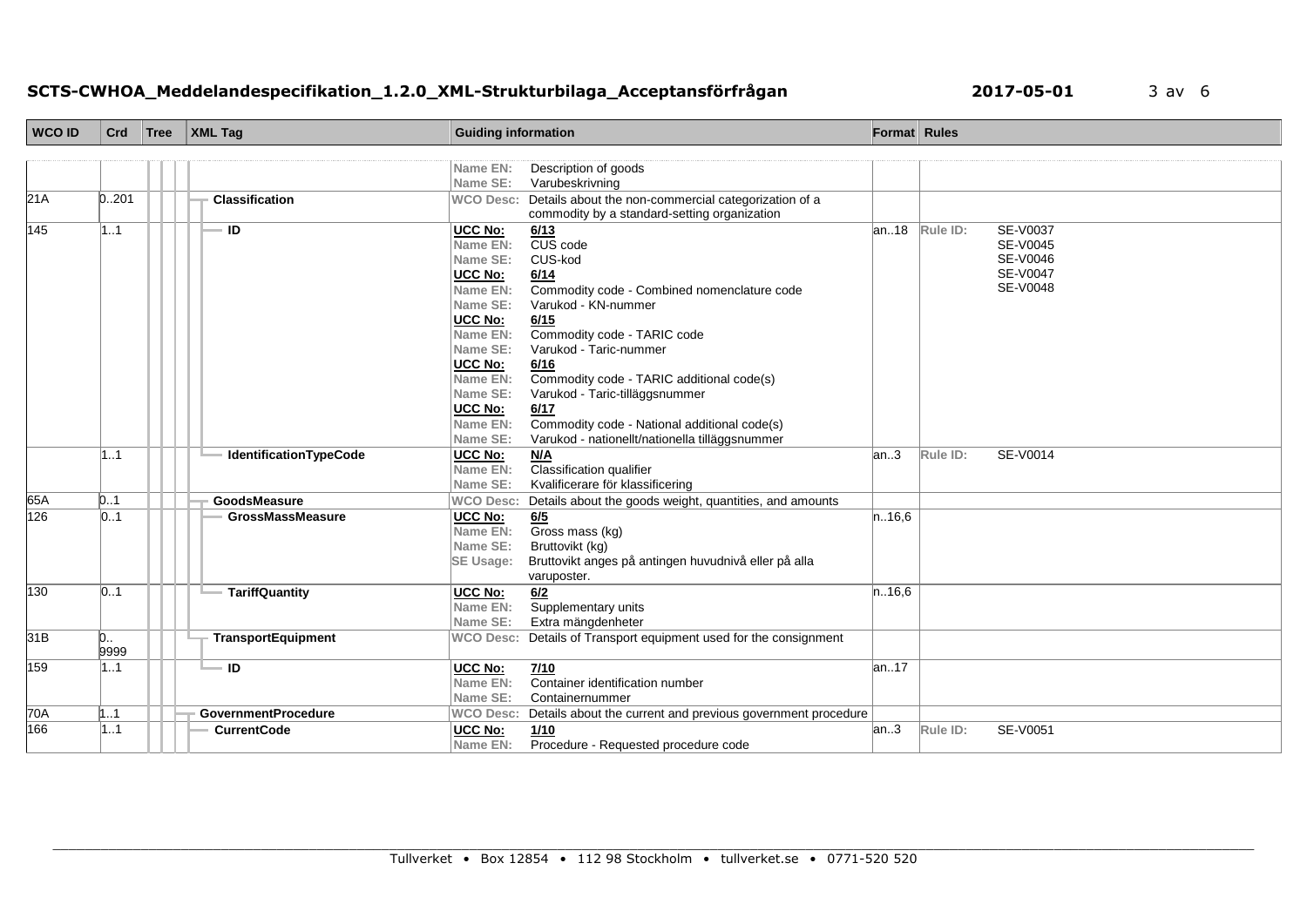| WCO ID | Crd | Tree | XML Tag | Guiding information | Format | Rules |
|---|---|---|---|---|---|---|
| | | | | Name EN: Description of goods<br>Name SE: Varubeskrivning | | |
| 21A | 0..201 | | Classification | WCO Desc: Details about the non-commercial categorization of a commodity by a standard-setting organization | | |
| 145 | 1..1 | | ID | UCC No: 6/13<br>Name EN: CUS code<br>Name SE: CUS-kod<br>UCC No: 6/14<br>Name EN: Commodity code - Combined nomenclature code<br>Name SE: Varukod - KN-nummer<br>UCC No: 6/15<br>Name EN: Commodity code - TARIC code<br>Name SE: Varukod - Taric-nummer<br>UCC No: 6/16<br>Name EN: Commodity code - TARIC additional code(s)<br>Name SE: Varukod - Taric-tilläggsnummer<br>UCC No: 6/17<br>Name EN: Commodity code - National additional code(s)<br>Name SE: Varukod - nationellt/nationella tilläggsnummer | an..18 | Rule ID: SE-V0037<br>SE-V0045<br>SE-V0046<br>SE-V0047<br>SE-V0048 |
| | 1..1 | | IdentificationTypeCode | UCC No: N/A<br>Name EN: Classification qualifier<br>Name SE: Kvalificerare för klassificering | an..3 | Rule ID: SE-V0014 |
| 65A | 0..1 | | GoodsMeasure | WCO Desc: Details about the goods weight, quantities, and amounts | | |
| 126 | 0..1 | | GrossMassMeasure | UCC No: 6/5<br>Name EN: Gross mass (kg)<br>Name SE: Bruttovikt (kg)<br>SE Usage: Bruttovikt anges på antingen huvudnivå eller på alla varuposter. | n..16,6 | |
| 130 | 0..1 | | TariffQuantity | UCC No: 6/2<br>Name EN: Supplementary units<br>Name SE: Extra mängdenheter | n..16,6 | |
| 31B | 0..9999 | | TransportEquipment | WCO Desc: Details of Transport equipment used for the consignment | | |
| 159 | 1..1 | | ID | UCC No: 7/10<br>Name EN: Container identification number<br>Name SE: Containernummer | an..17 | |
| 70A | 1..1 | | GovernmentProcedure | WCO Desc: Details about the current and previous government procedure | | |
| 166 | 1..1 | | CurrentCode | UCC No: 1/10<br>Name EN: Procedure - Requested procedure code | an..3 | Rule ID: SE-V0051 |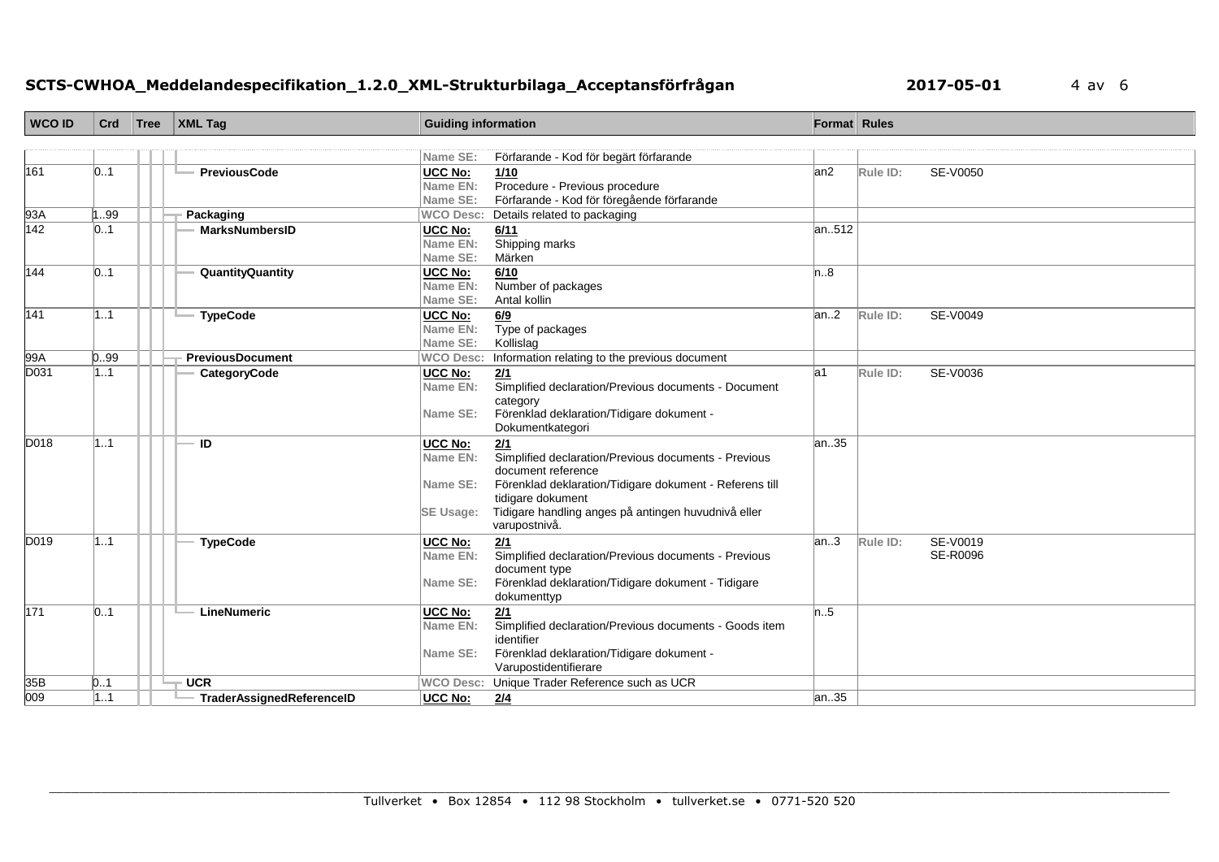| WCO ID | Crd | Tree | XML Tag | Guiding information | Format | Rules |
|---|---|---|---|---|---|---|
| | | | | Name SE: Förfarande - Kod för begärt förfarande | | |
| 161 | 0..1 | | PreviousCode | UCC No: 1/10<br>Name EN: Procedure - Previous procedure<br>Name SE: Förfarande - Kod för föregående förfarande | an2 | Rule ID: SE-V0050 |
| 93A | 1..99 | | Packaging | WCO Desc: Details related to packaging | | |
| 142 | 0..1 | | MarksNumbersID | UCC No: 6/11<br>Name EN: Shipping marks<br>Name SE: Märken | an..512 | |
| 144 | 0..1 | | QuantityQuantity | UCC No: 6/10<br>Name EN: Number of packages<br>Name SE: Antal kollin | n..8 | |
| 141 | 1..1 | | TypeCode | UCC No: 6/9<br>Name EN: Type of packages<br>Name SE: Kollislag | an..2 | Rule ID: SE-V0049 |
| 99A | 0..99 | | PreviousDocument | WCO Desc: Information relating to the previous document | | |
| D031 | 1..1 | | CategoryCode | UCC No: 2/1<br>Name EN: Simplified declaration/Previous documents - Document category<br>Name SE: Förenklad deklaration/Tidigare dokument - Dokumentkategori | a1 | Rule ID: SE-V0036 |
| D018 | 1..1 | | ID | UCC No: 2/1<br>Name EN: Simplified declaration/Previous documents - Previous document reference<br>Name SE: Förenklad deklaration/Tidigare dokument - Referens till tidigare dokument<br>SE Usage: Tidigare handling anges på antingen huvudnivå eller varupostnivå. | an..35 | |
| D019 | 1..1 | | TypeCode | UCC No: 2/1<br>Name EN: Simplified declaration/Previous documents - Previous document type<br>Name SE: Förenklad deklaration/Tidigare dokument - Tidigare dokumenttyp | an..3 | Rule ID: SE-V0019<br>SE-R0096 |
| 171 | 0..1 | | LineNumeric | UCC No: 2/1<br>Name EN: Simplified declaration/Previous documents - Goods item identifier<br>Name SE: Förenklad deklaration/Tidigare dokument - Varupostidentifierare | n..5 | |
| 35B | 0..1 | | UCR | WCO Desc: Unique Trader Reference such as UCR | | |
| 009 | 1..1 | | TraderAssignedReferenceID | UCC No: 2/4 | an..35 | |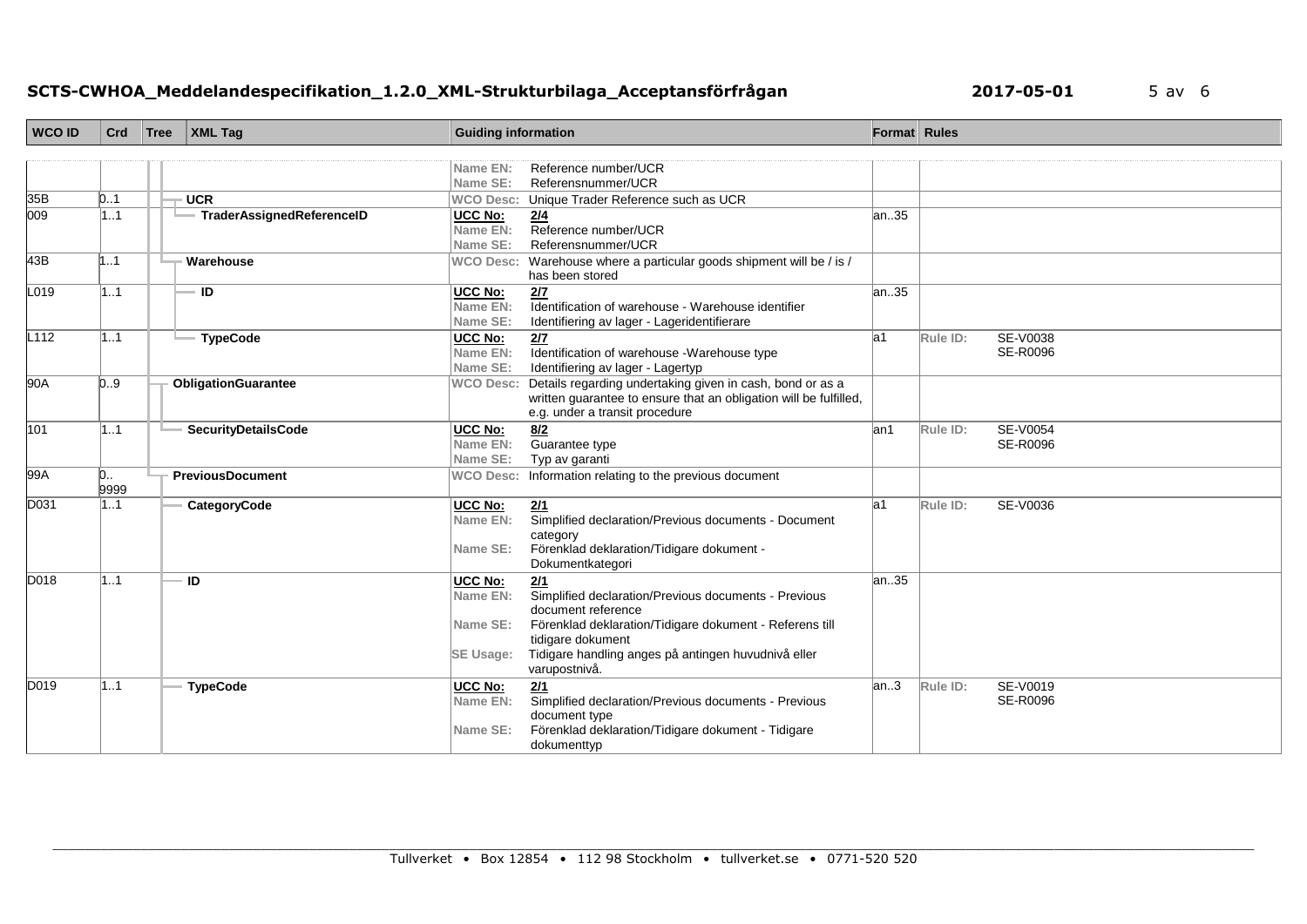| WCO ID | Crd | Tree | XML Tag | Guiding information | Format | Rules |
|---|---|---|---|---|---|---|
| | | | | Name EN: Reference number/UCR<br>Name SE: Referensnummer/UCR | | |
| 35B | 0..1 | | UCR | WCO Desc: Unique Trader Reference such as UCR | | |
| 009 | 1..1 | | TraderAssignedReferenceID | UCC No: 2/4<br>Name EN: Reference number/UCR<br>Name SE: Referensnummer/UCR | an..35 | |
| 43B | 1..1 | | Warehouse | WCO Desc: Warehouse where a particular goods shipment will be / is / has been stored | | |
| L019 | 1..1 | | ID | UCC No: 2/7<br>Name EN: Identification of warehouse - Warehouse identifier<br>Name SE: Identifiering av lager - Lageridentifierare | an..35 | |
| L112 | 1..1 | | TypeCode | UCC No: 2/7<br>Name EN: Identification of warehouse -Warehouse type<br>Name SE: Identifiering av lager - Lagertyp | a1 | Rule ID: SE-V0038<br>SE-R0096 |
| 90A | 0..9 | | ObligationGuarantee | WCO Desc: Details regarding undertaking given in cash, bond or as a written guarantee to ensure that an obligation will be fulfilled, e.g. under a transit procedure | | |
| 101 | 1..1 | | SecurityDetailsCode | UCC No: 8/2<br>Name EN: Guarantee type<br>Name SE: Typ av garanti | an1 | Rule ID: SE-V0054<br>SE-R0096 |
| 99A | 0..9999 | | PreviousDocument | WCO Desc: Information relating to the previous document | | |
| D031 | 1..1 | | CategoryCode | UCC No: 2/1<br>Name EN: Simplified declaration/Previous documents - Document category<br>Name SE: Förenklad deklaration/Tidigare dokument - Dokumentkategori | a1 | Rule ID: SE-V0036 |
| D018 | 1..1 | | ID | UCC No: 2/1<br>Name EN: Simplified declaration/Previous documents - Previous document reference<br>Name SE: Förenklad deklaration/Tidigare dokument - Referens till tidigare dokument<br>SE Usage: Tidigare handling anges på antingen huvudnivå eller varupostnivå. | an..35 | |
| D019 | 1..1 | | TypeCode | UCC No: 2/1<br>Name EN: Simplified declaration/Previous documents - Previous document type<br>Name SE: Förenklad deklaration/Tidigare dokument - Tidigare dokumenttyp | an..3 | Rule ID: SE-V0019<br>SE-R0096 |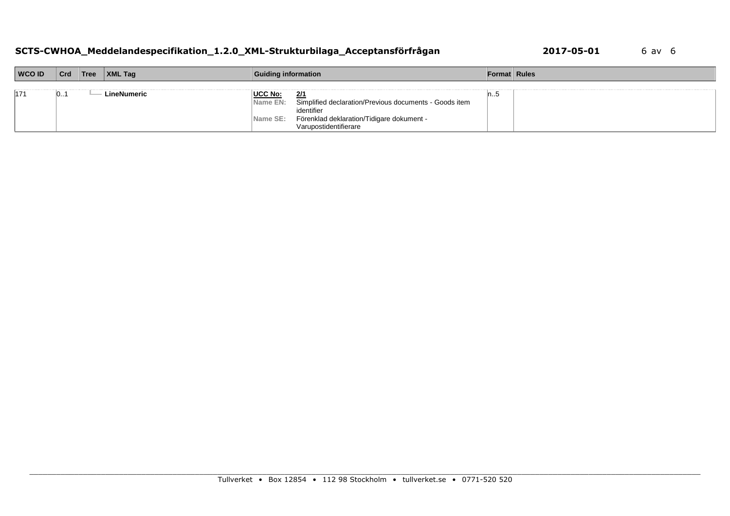| WCO ID | Crd | Tree | XML Tag | Guiding information | Format | Rules |
|---|---|---|---|---|---|---|
| 171 | 0..1 | └── | LineNumeric | **UCC No:** 2/1<br>**Name EN:** Simplified declaration/Previous documents - Goods item identifier<br>**Name SE:** Förenklad deklaration/Tidigare dokument - Varupostidentifierare | n..5 | |